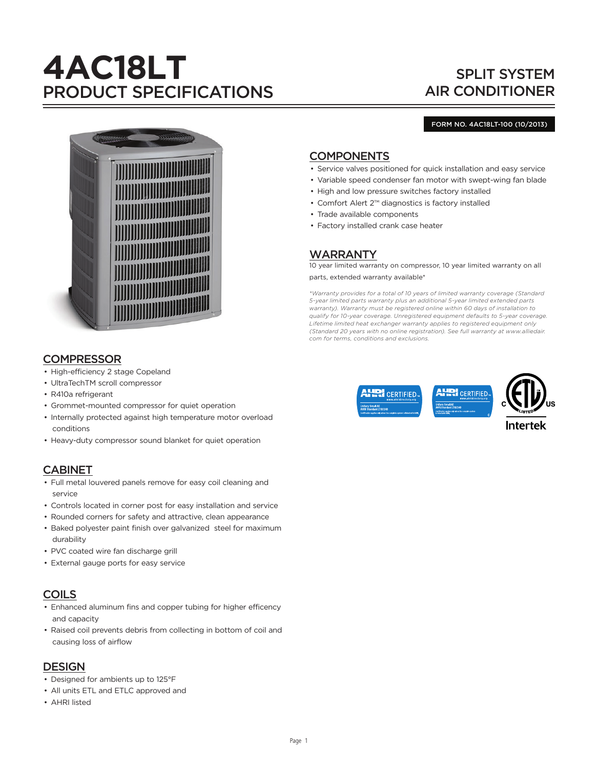# 4AC18LT
## PRODUCT SPECIFICATIONS

## SPLIT SYSTEM AIR CONDITIONER

FORM NO. 4AC18LT-100 (10/2013)

## COMPONENTS

- Service valves positioned for quick installation and easy service
- Variable speed condenser fan motor with swept-wing fan blade
- High and low pressure switches factory installed
- Comfort Alert 2™ diagnostics is factory installed
- Trade available components
- Factory installed crank case heater

## WARRANTY

10 year limited warranty on compressor, 10 year limited warranty on all parts, extended warranty available*

*\*Warranty provides for a total of 10 years of limited warranty coverage (Standard 5-year limited parts warranty plus an additional 5-year limited extended parts warranty). Warranty must be registered online within 60 days of installation to qualify for 10-year coverage. Unregistered equipment defaults to 5-year coverage. Lifetime limited heat exchanger warranty applies to registered equipment only (Standard 20 years with no online registration). See full warranty at www.alliedair.com for terms, conditions and exclusions.*

## COMPRESSOR

- High-efficiency 2 stage Copeland
- UltraTechTM scroll compressor
- R410a refrigerant
- Grommet-mounted compressor for quiet operation
- Internally protected against high temperature motor overload conditions
- Heavy-duty compressor sound blanket for quiet operation

## CABINET

- Full metal louvered panels remove for easy coil cleaning and service
- Controls located in corner post for easy installation and service
- Rounded corners for safety and attractive, clean appearance
- Baked polyester paint finish over galvanized steel for maximum durability
- PVC coated wire fan discharge grill
- External gauge ports for easy service

## COILS

- Enhanced aluminum fins and copper tubing for higher effiency and capacity
- Raised coil prevents debris from collecting in bottom of coil and causing loss of airflow

## DESIGN

- Designed for ambients up to 125°F
- All units ETL and ETLC approved and
- AHRI listed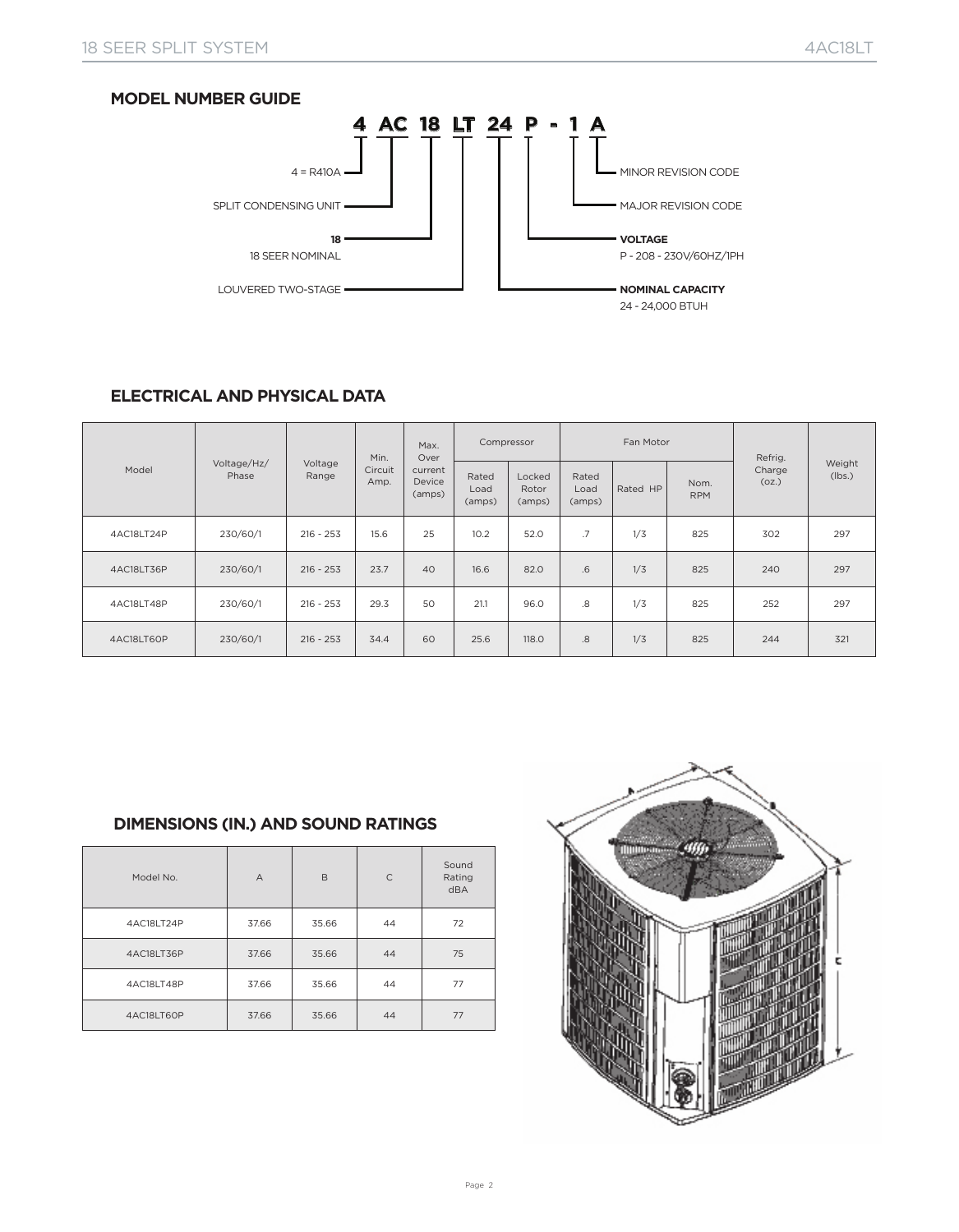## MODEL NUMBER GUIDE

**4 AC 18 LT 24 P - 1 A**

- 4 = R410A
- SPLIT CONDENSING UNIT
- **18** 18 SEER NOMINAL
- LOUVERED TWO-STAGE
- **NOMINAL CAPACITY** 24 - 24,000 BTUH
- **VOLTAGE** P - 208 - 230V/60HZ/1PH
- MAJOR REVISION CODE
- MINOR REVISION CODE

## ELECTRICAL AND PHYSICAL DATA

| Model | Voltage/Hz/ Phase | Voltage Range | Min. Circuit Amp. | Max. Over current Device (amps) | Compressor | | Fan Motor | | | Refrig. Charge (oz.) | Weight (lbs.) |
|---|---|---|---|---|---|---|---|---|---|---|---|
| | | | | | Rated Load (amps) | Locked Rotor (amps) | Rated Load (amps) | Rated HP | Nom. RPM | | |
| 4AC18LT24P | 230/60/1 | 216 - 253 | 15.6 | 25 | 10.2 | 52.0 | .7 | 1/3 | 825 | 302 | 297 |
| 4AC18LT36P | 230/60/1 | 216 - 253 | 23.7 | 40 | 16.6 | 82.0 | .6 | 1/3 | 825 | 240 | 297 |
| 4AC18LT48P | 230/60/1 | 216 - 253 | 29.3 | 50 | 21.1 | 96.0 | .8 | 1/3 | 825 | 252 | 297 |
| 4AC18LT60P | 230/60/1 | 216 - 253 | 34.4 | 60 | 25.6 | 118.0 | .8 | 1/3 | 825 | 244 | 321 |

## DIMENSIONS (IN.) AND SOUND RATINGS

| Model No. | A | B | C | Sound Rating dBA |
|---|---|---|---|---|
| 4AC18LT24P | 37.66 | 35.66 | 44 | 72 |
| 4AC18LT36P | 37.66 | 35.66 | 44 | 75 |
| 4AC18LT48P | 37.66 | 35.66 | 44 | 77 |
| 4AC18LT60P | 37.66 | 35.66 | 44 | 77 |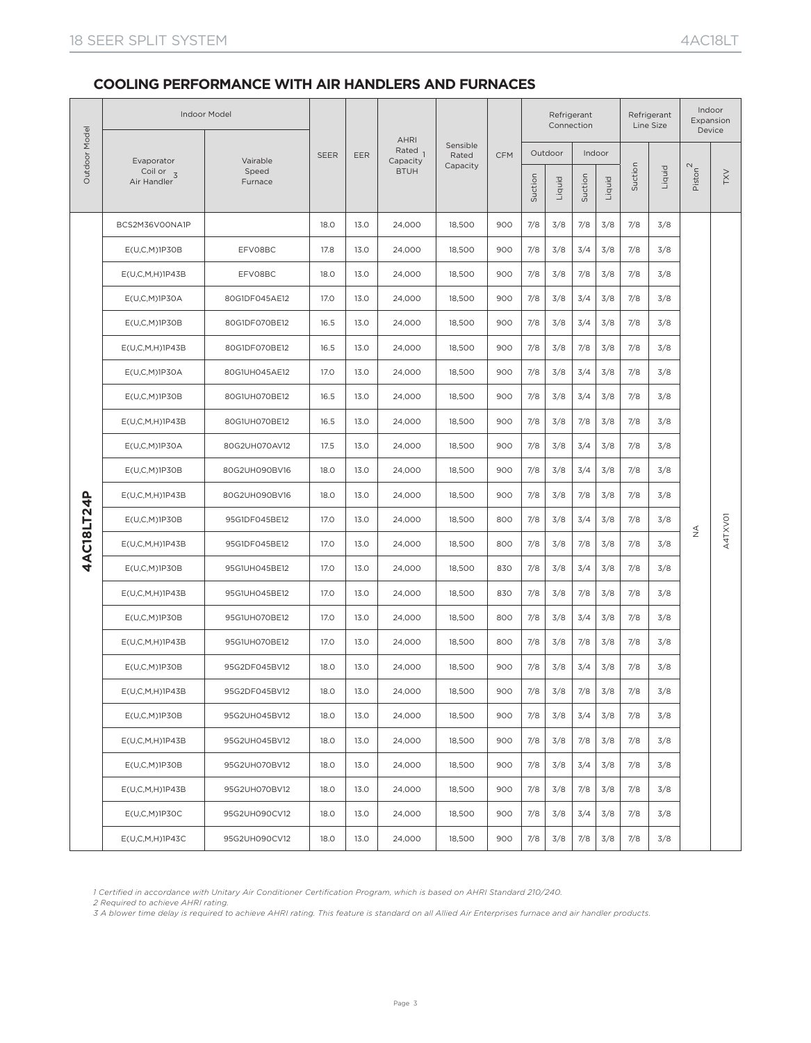## COOLING PERFORMANCE WITH AIR HANDLERS AND FURNACES

| Outdoor Model | Indoor Model | | SEER | EER | AHRI Rated[1] Capacity BTUH | Sensible Rated Capacity | CFM | Refrigerant Connection | | | | Refrigerant Line Size | | Indoor Expansion Device | |
|---|---|---|---|---|---|---|---|---|---|---|---|---|---|---|---|
| | Evaporator Coil or Air Handler[3] | Vairable Speed Furnace | | | | | | Outdoor | | Indoor | | | | | |
| | | | | | | | | Suction | Liquid | Suction | Liquid | Suction | Liquid | Piston[2] | TXV |
| 4AC18LT24P | BCS2M36V00NA1P | | 18.0 | 13.0 | 24,000 | 18,500 | 900 | 7/8 | 3/8 | 7/8 | 3/8 | 7/8 | 3/8 | NA | A4TXV01 |
| | E(U,C,M)1P30B | EFV08BC | 17.8 | 13.0 | 24,000 | 18,500 | 900 | 7/8 | 3/8 | 3/4 | 3/8 | 7/8 | 3/8 | | |
| | E(U,C,M,H)1P43B | EFV08BC | 18.0 | 13.0 | 24,000 | 18,500 | 900 | 7/8 | 3/8 | 7/8 | 3/8 | 7/8 | 3/8 | | |
| | E(U,C,M)1P30A | 80G1DF045AE12 | 17.0 | 13.0 | 24,000 | 18,500 | 900 | 7/8 | 3/8 | 3/4 | 3/8 | 7/8 | 3/8 | | |
| | E(U,C,M)1P30B | 80G1DF070BE12 | 16.5 | 13.0 | 24,000 | 18,500 | 900 | 7/8 | 3/8 | 3/4 | 3/8 | 7/8 | 3/8 | | |
| | E(U,C,M,H)1P43B | 80G1DF070BE12 | 16.5 | 13.0 | 24,000 | 18,500 | 900 | 7/8 | 3/8 | 7/8 | 3/8 | 7/8 | 3/8 | | |
| | E(U,C,M)1P30A | 80G1UH045AE12 | 17.0 | 13.0 | 24,000 | 18,500 | 900 | 7/8 | 3/8 | 3/4 | 3/8 | 7/8 | 3/8 | | |
| | E(U,C,M)1P30B | 80G1UH070BE12 | 16.5 | 13.0 | 24,000 | 18,500 | 900 | 7/8 | 3/8 | 3/4 | 3/8 | 7/8 | 3/8 | | |
| | E(U,C,M,H)1P43B | 80G1UH070BE12 | 16.5 | 13.0 | 24,000 | 18,500 | 900 | 7/8 | 3/8 | 7/8 | 3/8 | 7/8 | 3/8 | | |
| | E(U,C,M)1P30A | 80G2UH070AV12 | 17.5 | 13.0 | 24,000 | 18,500 | 900 | 7/8 | 3/8 | 3/4 | 3/8 | 7/8 | 3/8 | | |
| | E(U,C,M)1P30B | 80G2UH090BV16 | 18.0 | 13.0 | 24,000 | 18,500 | 900 | 7/8 | 3/8 | 3/4 | 3/8 | 7/8 | 3/8 | | |
| | E(U,C,M,H)1P43B | 80G2UH090BV16 | 18.0 | 13.0 | 24,000 | 18,500 | 900 | 7/8 | 3/8 | 7/8 | 3/8 | 7/8 | 3/8 | | |
| | E(U,C,M)1P30B | 95G1DF045BE12 | 17.0 | 13.0 | 24,000 | 18,500 | 800 | 7/8 | 3/8 | 3/4 | 3/8 | 7/8 | 3/8 | | |
| | E(U,C,M,H)1P43B | 95G1DF045BE12 | 17.0 | 13.0 | 24,000 | 18,500 | 800 | 7/8 | 3/8 | 7/8 | 3/8 | 7/8 | 3/8 | | |
| | E(U,C,M)1P30B | 95G1UH045BE12 | 17.0 | 13.0 | 24,000 | 18,500 | 830 | 7/8 | 3/8 | 3/4 | 3/8 | 7/8 | 3/8 | | |
| | E(U,C,M,H)1P43B | 95G1UH045BE12 | 17.0 | 13.0 | 24,000 | 18,500 | 830 | 7/8 | 3/8 | 7/8 | 3/8 | 7/8 | 3/8 | | |
| | E(U,C,M)1P30B | 95G1UH070BE12 | 17.0 | 13.0 | 24,000 | 18,500 | 800 | 7/8 | 3/8 | 3/4 | 3/8 | 7/8 | 3/8 | | |
| | E(U,C,M,H)1P43B | 95G1UH070BE12 | 17.0 | 13.0 | 24,000 | 18,500 | 800 | 7/8 | 3/8 | 7/8 | 3/8 | 7/8 | 3/8 | | |
| | E(U,C,M)1P30B | 95G2DF045BV12 | 18.0 | 13.0 | 24,000 | 18,500 | 900 | 7/8 | 3/8 | 3/4 | 3/8 | 7/8 | 3/8 | | |
| | E(U,C,M,H)1P43B | 95G2DF045BV12 | 18.0 | 13.0 | 24,000 | 18,500 | 900 | 7/8 | 3/8 | 7/8 | 3/8 | 7/8 | 3/8 | | |
| | E(U,C,M)1P30B | 95G2UH045BV12 | 18.0 | 13.0 | 24,000 | 18,500 | 900 | 7/8 | 3/8 | 3/4 | 3/8 | 7/8 | 3/8 | | |
| | E(U,C,M,H)1P43B | 95G2UH045BV12 | 18.0 | 13.0 | 24,000 | 18,500 | 900 | 7/8 | 3/8 | 7/8 | 3/8 | 7/8 | 3/8 | | |
| | E(U,C,M)1P30B | 95G2UH070BV12 | 18.0 | 13.0 | 24,000 | 18,500 | 900 | 7/8 | 3/8 | 3/4 | 3/8 | 7/8 | 3/8 | | |
| | E(U,C,M,H)1P43B | 95G2UH070BV12 | 18.0 | 13.0 | 24,000 | 18,500 | 900 | 7/8 | 3/8 | 7/8 | 3/8 | 7/8 | 3/8 | | |
| | E(U,C,M)1P30C | 95G2UH090CV12 | 18.0 | 13.0 | 24,000 | 18,500 | 900 | 7/8 | 3/8 | 3/4 | 3/8 | 7/8 | 3/8 | | |
| | E(U,C,M,H)1P43C | 95G2UH090CV12 | 18.0 | 13.0 | 24,000 | 18,500 | 900 | 7/8 | 3/8 | 7/8 | 3/8 | 7/8 | 3/8 | | |

*1 Certified in accordance with Unitary Air Conditioner Certification Program, which is based on AHRI Standard 210/240.*
*2 Required to achieve AHRI rating.*
*3 A blower time delay is required to achieve AHRI rating. This feature is standard on all Allied Air Enterprises furnace and air handler products.*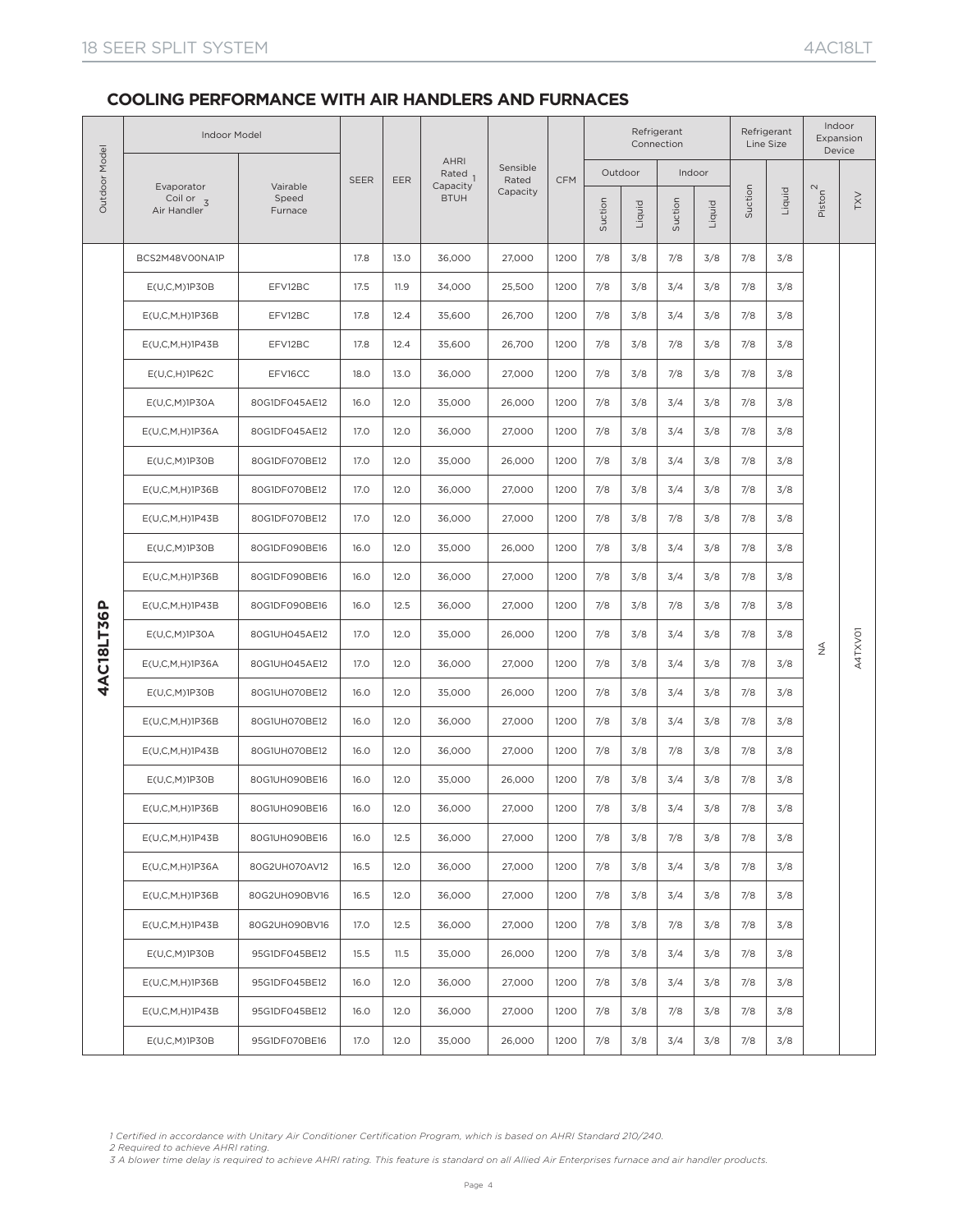## COOLING PERFORMANCE WITH AIR HANDLERS AND FURNACES

| Outdoor Model | Indoor Model | | SEER | EER | AHRI Rated Capacity[1] BTUH | Sensible Rated Capacity | CFM | Refrigerant Connection | | | | Refrigerant Line Size | | Indoor Expansion Device | |
|---|---|---|---|---|---|---|---|---|---|---|---|---|---|---|---|
| | Evaporator Coil or Air Handler[3] | Vairable Speed Furnace | | | | | | Outdoor | | Indoor | | | | | |
| | | | | | | | | Suction | Liquid | Suction | Liquid | Suction | Liquid | Piston[2] | TXV |
| 4AC18LT36P | BCS2M48V00NA1P | | 17.8 | 13.0 | 36,000 | 27,000 | 1200 | 7/8 | 3/8 | 7/8 | 3/8 | 7/8 | 3/8 | NA | A4TXV01 |
| | E(U,C,M)1P30B | EFV12BC | 17.5 | 11.9 | 34,000 | 25,500 | 1200 | 7/8 | 3/8 | 3/4 | 3/8 | 7/8 | 3/8 | | |
| | E(U,C,M,H)1P36B | EFV12BC | 17.8 | 12.4 | 35,600 | 26,700 | 1200 | 7/8 | 3/8 | 3/4 | 3/8 | 7/8 | 3/8 | | |
| | E(U,C,M,H)1P43B | EFV12BC | 17.8 | 12.4 | 35,600 | 26,700 | 1200 | 7/8 | 3/8 | 7/8 | 3/8 | 7/8 | 3/8 | | |
| | E(U,C,H)1P62C | EFV16CC | 18.0 | 13.0 | 36,000 | 27,000 | 1200 | 7/8 | 3/8 | 7/8 | 3/8 | 7/8 | 3/8 | | |
| | E(U,C,M)1P30A | 80G1DF045AE12 | 16.0 | 12.0 | 35,000 | 26,000 | 1200 | 7/8 | 3/8 | 3/4 | 3/8 | 7/8 | 3/8 | | |
| | E(U,C,M,H)1P36A | 80G1DF045AE12 | 17.0 | 12.0 | 36,000 | 27,000 | 1200 | 7/8 | 3/8 | 3/4 | 3/8 | 7/8 | 3/8 | | |
| | E(U,C,M)1P30B | 80G1DF070BE12 | 17.0 | 12.0 | 35,000 | 26,000 | 1200 | 7/8 | 3/8 | 3/4 | 3/8 | 7/8 | 3/8 | | |
| | E(U,C,M,H)1P36B | 80G1DF070BE12 | 17.0 | 12.0 | 36,000 | 27,000 | 1200 | 7/8 | 3/8 | 3/4 | 3/8 | 7/8 | 3/8 | | |
| | E(U,C,M,H)1P43B | 80G1DF070BE12 | 17.0 | 12.0 | 36,000 | 27,000 | 1200 | 7/8 | 3/8 | 7/8 | 3/8 | 7/8 | 3/8 | | |
| | E(U,C,M)1P30B | 80G1DF090BE16 | 16.0 | 12.0 | 35,000 | 26,000 | 1200 | 7/8 | 3/8 | 3/4 | 3/8 | 7/8 | 3/8 | | |
| | E(U,C,M,H)1P36B | 80G1DF090BE16 | 16.0 | 12.0 | 36,000 | 27,000 | 1200 | 7/8 | 3/8 | 3/4 | 3/8 | 7/8 | 3/8 | | |
| | E(U,C,M,H)1P43B | 80G1DF090BE16 | 16.0 | 12.5 | 36,000 | 27,000 | 1200 | 7/8 | 3/8 | 7/8 | 3/8 | 7/8 | 3/8 | | |
| | E(U,C,M)1P30A | 80G1UH045AE12 | 17.0 | 12.0 | 35,000 | 26,000 | 1200 | 7/8 | 3/8 | 3/4 | 3/8 | 7/8 | 3/8 | | |
| | E(U,C,M,H)1P36A | 80G1UH045AE12 | 17.0 | 12.0 | 36,000 | 27,000 | 1200 | 7/8 | 3/8 | 3/4 | 3/8 | 7/8 | 3/8 | | |
| | E(U,C,M)1P30B | 80G1UH070BE12 | 16.0 | 12.0 | 35,000 | 26,000 | 1200 | 7/8 | 3/8 | 3/4 | 3/8 | 7/8 | 3/8 | | |
| | E(U,C,M,H)1P36B | 80G1UH070BE12 | 16.0 | 12.0 | 36,000 | 27,000 | 1200 | 7/8 | 3/8 | 3/4 | 3/8 | 7/8 | 3/8 | | |
| | E(U,C,M,H)1P43B | 80G1UH070BE12 | 16.0 | 12.0 | 36,000 | 27,000 | 1200 | 7/8 | 3/8 | 7/8 | 3/8 | 7/8 | 3/8 | | |
| | E(U,C,M)1P30B | 80G1UH090BE16 | 16.0 | 12.0 | 35,000 | 26,000 | 1200 | 7/8 | 3/8 | 3/4 | 3/8 | 7/8 | 3/8 | | |
| | E(U,C,M,H)1P36B | 80G1UH090BE16 | 16.0 | 12.0 | 36,000 | 27,000 | 1200 | 7/8 | 3/8 | 3/4 | 3/8 | 7/8 | 3/8 | | |
| | E(U,C,M,H)1P43B | 80G1UH090BE16 | 16.0 | 12.5 | 36,000 | 27,000 | 1200 | 7/8 | 3/8 | 7/8 | 3/8 | 7/8 | 3/8 | | |
| | E(U,C,M,H)1P36A | 80G2UH070AV12 | 16.5 | 12.0 | 36,000 | 27,000 | 1200 | 7/8 | 3/8 | 3/4 | 3/8 | 7/8 | 3/8 | | |
| | E(U,C,M,H)1P36B | 80G2UH090BV16 | 16.5 | 12.0 | 36,000 | 27,000 | 1200 | 7/8 | 3/8 | 3/4 | 3/8 | 7/8 | 3/8 | | |
| | E(U,C,M,H)1P43B | 80G2UH090BV16 | 17.0 | 12.5 | 36,000 | 27,000 | 1200 | 7/8 | 3/8 | 7/8 | 3/8 | 7/8 | 3/8 | | |
| | E(U,C,M)1P30B | 95G1DF045BE12 | 15.5 | 11.5 | 35,000 | 26,000 | 1200 | 7/8 | 3/8 | 3/4 | 3/8 | 7/8 | 3/8 | | |
| | E(U,C,M,H)1P36B | 95G1DF045BE12 | 16.0 | 12.0 | 36,000 | 27,000 | 1200 | 7/8 | 3/8 | 3/4 | 3/8 | 7/8 | 3/8 | | |
| | E(U,C,M,H)1P43B | 95G1DF045BE12 | 16.0 | 12.0 | 36,000 | 27,000 | 1200 | 7/8 | 3/8 | 7/8 | 3/8 | 7/8 | 3/8 | | |
| | E(U,C,M)1P30B | 95G1DF070BE16 | 17.0 | 12.0 | 35,000 | 26,000 | 1200 | 7/8 | 3/8 | 3/4 | 3/8 | 7/8 | 3/8 | | |

*1 Certified in accordance with Unitary Air Conditioner Certification Program, which is based on AHRI Standard 210/240.*
*2 Required to achieve AHRI rating.*
*3 A blower time delay is required to achieve AHRI rating. This feature is standard on all Allied Air Enterprises furnace and air handler products.*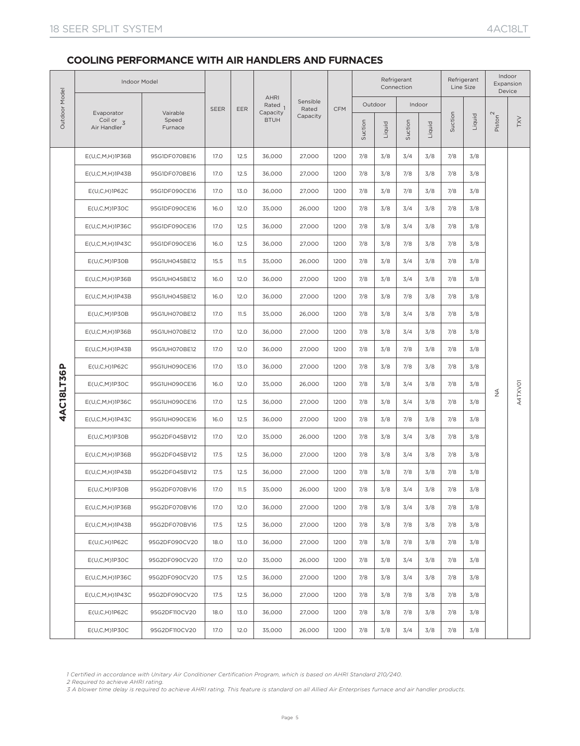## COOLING PERFORMANCE WITH AIR HANDLERS AND FURNACES

| Outdoor Model | Indoor Model | | SEER | EER | AHRI Rated Capacity[1] BTUH | Sensible Rated Capacity | CFM | Refrigerant Connection | | | | Refrigerant Line Size | | Indoor Expansion Device | |
|---|---|---|---|---|---|---|---|---|---|---|---|---|---|---|---|
| | Evaporator Coil or Air Handler[3] | Vairable Speed Furnace | | | | | | Outdoor | | Indoor | | | | | |
| | | | | | | | | Suction | Liquid | Suction | Liquid | Suction | Liquid | Piston[2] | TXV |
| 4AC18LT36P | E(U,C,M,H)1P36B | 95G1DF070BE16 | 17.0 | 12.5 | 36,000 | 27,000 | 1200 | 7/8 | 3/8 | 3/4 | 3/8 | 7/8 | 3/8 | NA | A4TXV01 |
| | E(U,C,M,H)1P43B | 95G1DF070BE16 | 17.0 | 12.5 | 36,000 | 27,000 | 1200 | 7/8 | 3/8 | 7/8 | 3/8 | 7/8 | 3/8 | | |
| | E(U,C,H)1P62C | 95G1DF090CE16 | 17.0 | 13.0 | 36,000 | 27,000 | 1200 | 7/8 | 3/8 | 7/8 | 3/8 | 7/8 | 3/8 | | |
| | E(U,C,M)1P30C | 95G1DF090CE16 | 16.0 | 12.0 | 35,000 | 26,000 | 1200 | 7/8 | 3/8 | 3/4 | 3/8 | 7/8 | 3/8 | | |
| | E(U,C,M,H)1P36C | 95G1DF090CE16 | 17.0 | 12.5 | 36,000 | 27,000 | 1200 | 7/8 | 3/8 | 3/4 | 3/8 | 7/8 | 3/8 | | |
| | E(U,C,M,H)1P43C | 95G1DF090CE16 | 16.0 | 12.5 | 36,000 | 27,000 | 1200 | 7/8 | 3/8 | 7/8 | 3/8 | 7/8 | 3/8 | | |
| | E(U,C,M)1P30B | 95G1UH045BE12 | 15.5 | 11.5 | 35,000 | 26,000 | 1200 | 7/8 | 3/8 | 3/4 | 3/8 | 7/8 | 3/8 | | |
| | E(U,C,M,H)1P36B | 95G1UH045BE12 | 16.0 | 12.0 | 36,000 | 27,000 | 1200 | 7/8 | 3/8 | 3/4 | 3/8 | 7/8 | 3/8 | | |
| | E(U,C,M,H)1P43B | 95G1UH045BE12 | 16.0 | 12.0 | 36,000 | 27,000 | 1200 | 7/8 | 3/8 | 7/8 | 3/8 | 7/8 | 3/8 | | |
| | E(U,C,M)1P30B | 95G1UH070BE12 | 17.0 | 11.5 | 35,000 | 26,000 | 1200 | 7/8 | 3/8 | 3/4 | 3/8 | 7/8 | 3/8 | | |
| | E(U,C,M,H)1P36B | 95G1UH070BE12 | 17.0 | 12.0 | 36,000 | 27,000 | 1200 | 7/8 | 3/8 | 3/4 | 3/8 | 7/8 | 3/8 | | |
| | E(U,C,M,H)1P43B | 95G1UH070BE12 | 17.0 | 12.0 | 36,000 | 27,000 | 1200 | 7/8 | 3/8 | 7/8 | 3/8 | 7/8 | 3/8 | | |
| | E(U,C,H)1P62C | 95G1UH090CE16 | 17.0 | 13.0 | 36,000 | 27,000 | 1200 | 7/8 | 3/8 | 7/8 | 3/8 | 7/8 | 3/8 | | |
| | E(U,C,M)1P30C | 95G1UH090CE16 | 16.0 | 12.0 | 35,000 | 26,000 | 1200 | 7/8 | 3/8 | 3/4 | 3/8 | 7/8 | 3/8 | | |
| | E(U,C,M,H)1P36C | 95G1UH090CE16 | 17.0 | 12.5 | 36,000 | 27,000 | 1200 | 7/8 | 3/8 | 3/4 | 3/8 | 7/8 | 3/8 | | |
| | E(U,C,M,H)1P43C | 95G1UH090CE16 | 16.0 | 12.5 | 36,000 | 27,000 | 1200 | 7/8 | 3/8 | 7/8 | 3/8 | 7/8 | 3/8 | | |
| | E(U,C,M)1P30B | 95G2DF045BV12 | 17.0 | 12.0 | 35,000 | 26,000 | 1200 | 7/8 | 3/8 | 3/4 | 3/8 | 7/8 | 3/8 | | |
| | E(U,C,M,H)1P36B | 95G2DF045BV12 | 17.5 | 12.5 | 36,000 | 27,000 | 1200 | 7/8 | 3/8 | 3/4 | 3/8 | 7/8 | 3/8 | | |
| | E(U,C,M,H)1P43B | 95G2DF045BV12 | 17.5 | 12.5 | 36,000 | 27,000 | 1200 | 7/8 | 3/8 | 7/8 | 3/8 | 7/8 | 3/8 | | |
| | E(U,C,M)1P30B | 95G2DF070BV16 | 17.0 | 11.5 | 35,000 | 26,000 | 1200 | 7/8 | 3/8 | 3/4 | 3/8 | 7/8 | 3/8 | | |
| | E(U,C,M,H)1P36B | 95G2DF070BV16 | 17.0 | 12.0 | 36,000 | 27,000 | 1200 | 7/8 | 3/8 | 3/4 | 3/8 | 7/8 | 3/8 | | |
| | E(U,C,M,H)1P43B | 95G2DF070BV16 | 17.5 | 12.5 | 36,000 | 27,000 | 1200 | 7/8 | 3/8 | 7/8 | 3/8 | 7/8 | 3/8 | | |
| | E(U,C,H)1P62C | 95G2DF090CV20 | 18.0 | 13.0 | 36,000 | 27,000 | 1200 | 7/8 | 3/8 | 7/8 | 3/8 | 7/8 | 3/8 | | |
| | E(U,C,M)1P30C | 95G2DF090CV20 | 17.0 | 12.0 | 35,000 | 26,000 | 1200 | 7/8 | 3/8 | 3/4 | 3/8 | 7/8 | 3/8 | | |
| | E(U,C,M,H)1P36C | 95G2DF090CV20 | 17.5 | 12.5 | 36,000 | 27,000 | 1200 | 7/8 | 3/8 | 3/4 | 3/8 | 7/8 | 3/8 | | |
| | E(U,C,M,H)1P43C | 95G2DF090CV20 | 17.5 | 12.5 | 36,000 | 27,000 | 1200 | 7/8 | 3/8 | 7/8 | 3/8 | 7/8 | 3/8 | | |
| | E(U,C,H)1P62C | 95G2DF110CV20 | 18.0 | 13.0 | 36,000 | 27,000 | 1200 | 7/8 | 3/8 | 7/8 | 3/8 | 7/8 | 3/8 | | |
| | E(U,C,M)1P30C | 95G2DF110CV20 | 17.0 | 12.0 | 35,000 | 26,000 | 1200 | 7/8 | 3/8 | 3/4 | 3/8 | 7/8 | 3/8 | | |

*1 Certified in accordance with Unitary Air Conditioner Certification Program, which is based on AHRI Standard 210/240.*
*2 Required to achieve AHRI rating.*
*3 A blower time delay is required to achieve AHRI rating. This feature is standard on all Allied Air Enterprises furnace and air handler products.*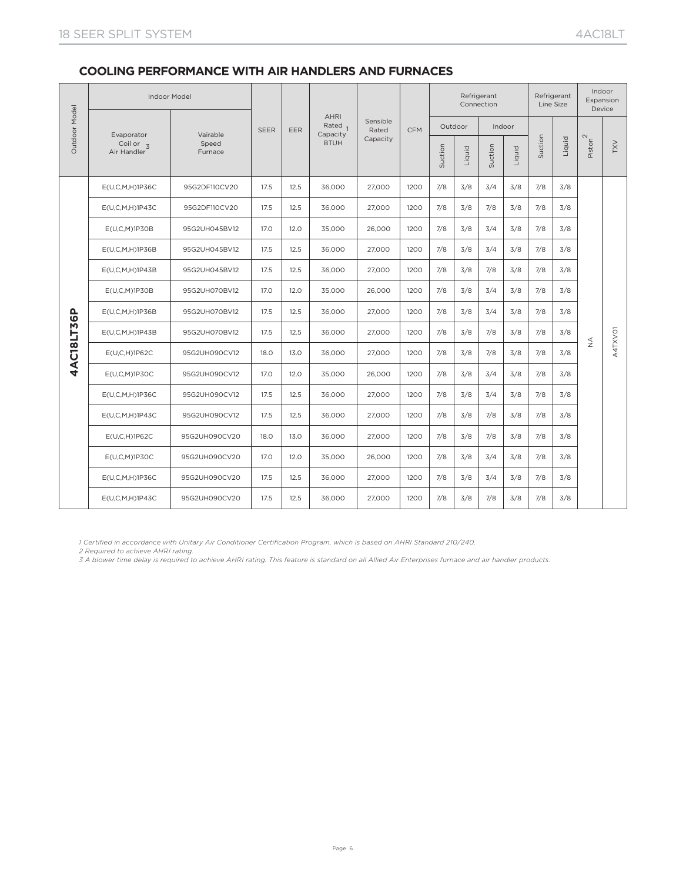## COOLING PERFORMANCE WITH AIR HANDLERS AND FURNACES

| Outdoor Model | Indoor Model | | SEER | EER | AHRI Rated [1] Capacity BTUH | Sensible Rated Capacity | CFM | Refrigerant Connection | | | | Refrigerant Line Size | | Indoor Expansion Device | |
|---|---|---|---|---|---|---|---|---|---|---|---|---|---|---|---|
| | Evaporator Coil or Air Handler [3] | Vairable Speed Furnace | | | | | | Outdoor | | Indoor | | Suction | Liquid | Piston [2] | TXV |
| | | | | | | | | Suction | Liquid | Suction | Liquid | | | | |
| 4AC18LT36P | E(U,C,M,H)1P36C | 95G2DF110CV20 | 17.5 | 12.5 | 36,000 | 27,000 | 1200 | 7/8 | 3/8 | 3/4 | 3/8 | 7/8 | 3/8 | NA | A4TXV01 |
| | E(U,C,M,H)1P43C | 95G2DF110CV20 | 17.5 | 12.5 | 36,000 | 27,000 | 1200 | 7/8 | 3/8 | 7/8 | 3/8 | 7/8 | 3/8 | | |
| | E(U,C,M)1P30B | 95G2UH045BV12 | 17.0 | 12.0 | 35,000 | 26,000 | 1200 | 7/8 | 3/8 | 3/4 | 3/8 | 7/8 | 3/8 | | |
| | E(U,C,M,H)1P36B | 95G2UH045BV12 | 17.5 | 12.5 | 36,000 | 27,000 | 1200 | 7/8 | 3/8 | 3/4 | 3/8 | 7/8 | 3/8 | | |
| | E(U,C,M,H)1P43B | 95G2UH045BV12 | 17.5 | 12.5 | 36,000 | 27,000 | 1200 | 7/8 | 3/8 | 7/8 | 3/8 | 7/8 | 3/8 | | |
| | E(U,C,M)1P30B | 95G2UH070BV12 | 17.0 | 12.0 | 35,000 | 26,000 | 1200 | 7/8 | 3/8 | 3/4 | 3/8 | 7/8 | 3/8 | | |
| | E(U,C,M,H)1P36B | 95G2UH070BV12 | 17.5 | 12.5 | 36,000 | 27,000 | 1200 | 7/8 | 3/8 | 3/4 | 3/8 | 7/8 | 3/8 | | |
| | E(U,C,M,H)1P43B | 95G2UH070BV12 | 17.5 | 12.5 | 36,000 | 27,000 | 1200 | 7/8 | 3/8 | 7/8 | 3/8 | 7/8 | 3/8 | | |
| | E(U,C,H)1P62C | 95G2UH090CV12 | 18.0 | 13.0 | 36,000 | 27,000 | 1200 | 7/8 | 3/8 | 7/8 | 3/8 | 7/8 | 3/8 | | |
| | E(U,C,M)1P30C | 95G2UH090CV12 | 17.0 | 12.0 | 35,000 | 26,000 | 1200 | 7/8 | 3/8 | 3/4 | 3/8 | 7/8 | 3/8 | | |
| | E(U,C,M,H)1P36C | 95G2UH090CV12 | 17.5 | 12.5 | 36,000 | 27,000 | 1200 | 7/8 | 3/8 | 3/4 | 3/8 | 7/8 | 3/8 | | |
| | E(U,C,M,H)1P43C | 95G2UH090CV12 | 17.5 | 12.5 | 36,000 | 27,000 | 1200 | 7/8 | 3/8 | 7/8 | 3/8 | 7/8 | 3/8 | | |
| | E(U,C,H)1P62C | 95G2UH090CV20 | 18.0 | 13.0 | 36,000 | 27,000 | 1200 | 7/8 | 3/8 | 7/8 | 3/8 | 7/8 | 3/8 | | |
| | E(U,C,M)1P30C | 95G2UH090CV20 | 17.0 | 12.0 | 35,000 | 26,000 | 1200 | 7/8 | 3/8 | 3/4 | 3/8 | 7/8 | 3/8 | | |
| | E(U,C,M,H)1P36C | 95G2UH090CV20 | 17.5 | 12.5 | 36,000 | 27,000 | 1200 | 7/8 | 3/8 | 3/4 | 3/8 | 7/8 | 3/8 | | |
| | E(U,C,M,H)1P43C | 95G2UH090CV20 | 17.5 | 12.5 | 36,000 | 27,000 | 1200 | 7/8 | 3/8 | 7/8 | 3/8 | 7/8 | 3/8 | | |

*1 Certified in accordance with Unitary Air Conditioner Certification Program, which is based on AHRI Standard 210/240.*

*2 Required to achieve AHRI rating.*

*3 A blower time delay is required to achieve AHRI rating. This feature is standard on all Allied Air Enterprises furnace and air handler products.*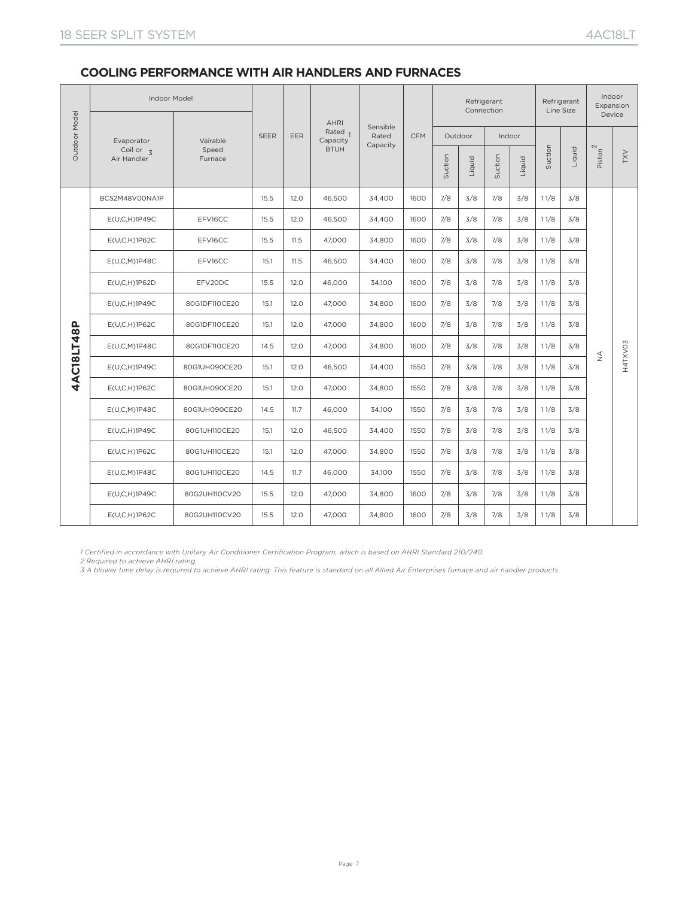## COOLING PERFORMANCE WITH AIR HANDLERS AND FURNACES

| Outdoor Model | Indoor Model | | SEER | EER | AHRI Rated Capacity[1] BTUH | Sensible Rated Capacity | CFM | Refrigerant Connection | | | | Refrigerant Line Size | | Indoor Expansion Device | |
|---|---|---|---|---|---|---|---|---|---|---|---|---|---|---|---|
| | Evaporator Coil or Air Handler[3] | Vairable Speed Furnace | | | | | | Outdoor | | Indoor | | | | | |
| | | | | | | | | Suction | Liquid | Suction | Liquid | Suction | Liquid | Piston[2] | TXV |
| 4AC18LT48P | BCS2M48V00NA1P | | 15.5 | 12.0 | 46,500 | 34,400 | 1600 | 7/8 | 3/8 | 7/8 | 3/8 | 1 1/8 | 3/8 | NA | H4TXV03 |
| | E(U,C,H)1P49C | EFV16CC | 15.5 | 12.0 | 46,500 | 34,400 | 1600 | 7/8 | 3/8 | 7/8 | 3/8 | 1 1/8 | 3/8 | | |
| | E(U,C,H)1P62C | EFV16CC | 15.5 | 11.5 | 47,000 | 34,800 | 1600 | 7/8 | 3/8 | 7/8 | 3/8 | 1 1/8 | 3/8 | | |
| | E(U,C,M)1P48C | EFV16CC | 15.1 | 11.5 | 46,500 | 34,400 | 1600 | 7/8 | 3/8 | 7/8 | 3/8 | 1 1/8 | 3/8 | | |
| | E(U,C,H)1P62D | EFV20DC | 15.5 | 12.0 | 46,000 | 34,100 | 1600 | 7/8 | 3/8 | 7/8 | 3/8 | 1 1/8 | 3/8 | | |
| | E(U,C,H)1P49C | 80G1DF110CE20 | 15.1 | 12.0 | 47,000 | 34,800 | 1600 | 7/8 | 3/8 | 7/8 | 3/8 | 1 1/8 | 3/8 | | |
| | E(U,C,H)1P62C | 80G1DF110CE20 | 15.1 | 12.0 | 47,000 | 34,800 | 1600 | 7/8 | 3/8 | 7/8 | 3/8 | 1 1/8 | 3/8 | | |
| | E(U,C,M)1P48C | 80G1DF110CE20 | 14.5 | 12.0 | 47,000 | 34,800 | 1600 | 7/8 | 3/8 | 7/8 | 3/8 | 1 1/8 | 3/8 | | |
| | E(U,C,H)1P49C | 80G1UH090CE20 | 15.1 | 12.0 | 46,500 | 34,400 | 1550 | 7/8 | 3/8 | 7/8 | 3/8 | 1 1/8 | 3/8 | | |
| | E(U,C,H)1P62C | 80G1UH090CE20 | 15.1 | 12.0 | 47,000 | 34,800 | 1550 | 7/8 | 3/8 | 7/8 | 3/8 | 1 1/8 | 3/8 | | |
| | E(U,C,M)1P48C | 80G1UH090CE20 | 14.5 | 11.7 | 46,000 | 34,100 | 1550 | 7/8 | 3/8 | 7/8 | 3/8 | 1 1/8 | 3/8 | | |
| | E(U,C,H)1P49C | 80G1UH110CE20 | 15.1 | 12.0 | 46,500 | 34,400 | 1550 | 7/8 | 3/8 | 7/8 | 3/8 | 1 1/8 | 3/8 | | |
| | E(U,C,H)1P62C | 80G1UH110CE20 | 15.1 | 12.0 | 47,000 | 34,800 | 1550 | 7/8 | 3/8 | 7/8 | 3/8 | 1 1/8 | 3/8 | | |
| | E(U,C,M)1P48C | 80G1UH110CE20 | 14.5 | 11.7 | 46,000 | 34,100 | 1550 | 7/8 | 3/8 | 7/8 | 3/8 | 1 1/8 | 3/8 | | |
| | E(U,C,H)1P49C | 80G2UH110CV20 | 15.5 | 12.0 | 47,000 | 34,800 | 1600 | 7/8 | 3/8 | 7/8 | 3/8 | 1 1/8 | 3/8 | | |
| | E(U,C,H)1P62C | 80G2UH110CV20 | 15.5 | 12.0 | 47,000 | 34,800 | 1600 | 7/8 | 3/8 | 7/8 | 3/8 | 1 1/8 | 3/8 | | |

*1 Certified in accordance with Unitary Air Conditioner Certification Program, which is based on AHRI Standard 210/240.*

*2 Required to achieve AHRI rating.*

*3 A blower time delay is required to achieve AHRI rating. This feature is standard on all Allied Air Enterprises furnace and air handler products.*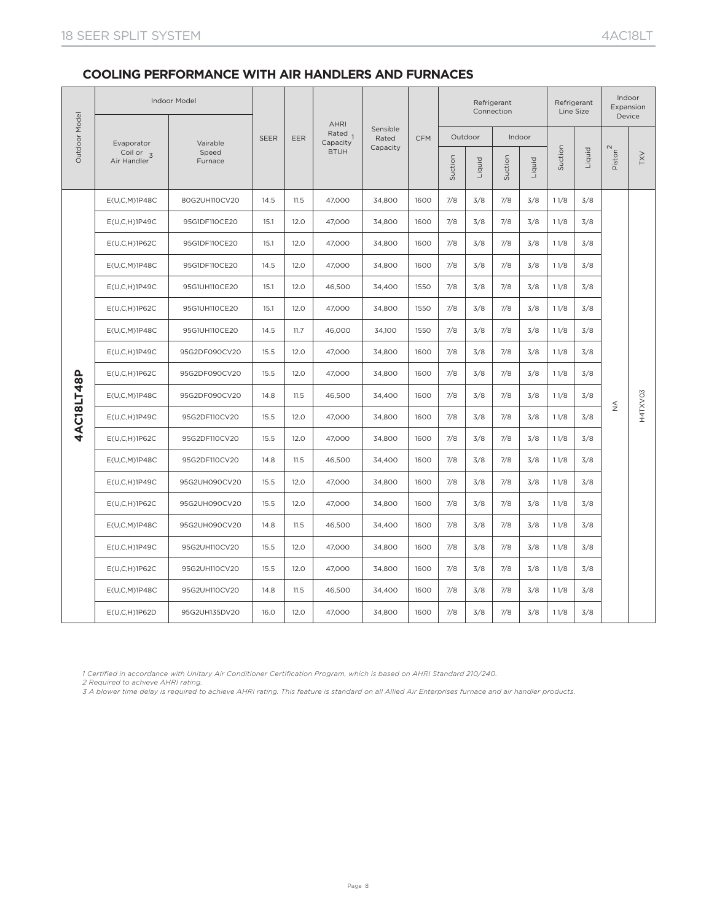## COOLING PERFORMANCE WITH AIR HANDLERS AND FURNACES

| Outdoor Model | Indoor Model | | SEER | EER | AHRI Rated[1] Capacity BTUH | Sensible Rated Capacity | CFM | Refrigerant Connection | | | | Refrigerant Line Size | | Indoor Expansion Device | |
|---|---|---|---|---|---|---|---|---|---|---|---|---|---|---|---|
| | Evaporator Coil or Air Handler[3] | Vairable Speed Furnace | | | | | | Outdoor | | Indoor | | | | | |
| | | | | | | | | Suction | Liquid | Suction | Liquid | Suction | Liquid | Piston[2] | TXV |
| 4AC18LT48P | E(U,C,M)1P48C | 80G2UH110CV20 | 14.5 | 11.5 | 47,000 | 34,800 | 1600 | 7/8 | 3/8 | 7/8 | 3/8 | 1 1/8 | 3/8 | NA | H4TXV03 |
| | E(U,C,H)1P49C | 95G1DF110CE20 | 15.1 | 12.0 | 47,000 | 34,800 | 1600 | 7/8 | 3/8 | 7/8 | 3/8 | 1 1/8 | 3/8 | | |
| | E(U,C,H)1P62C | 95G1DF110CE20 | 15.1 | 12.0 | 47,000 | 34,800 | 1600 | 7/8 | 3/8 | 7/8 | 3/8 | 1 1/8 | 3/8 | | |
| | E(U,C,M)1P48C | 95G1DF110CE20 | 14.5 | 12.0 | 47,000 | 34,800 | 1600 | 7/8 | 3/8 | 7/8 | 3/8 | 1 1/8 | 3/8 | | |
| | E(U,C,H)1P49C | 95G1UH110CE20 | 15.1 | 12.0 | 46,500 | 34,400 | 1550 | 7/8 | 3/8 | 7/8 | 3/8 | 1 1/8 | 3/8 | | |
| | E(U,C,H)1P62C | 95G1UH110CE20 | 15.1 | 12.0 | 47,000 | 34,800 | 1550 | 7/8 | 3/8 | 7/8 | 3/8 | 1 1/8 | 3/8 | | |
| | E(U,C,M)1P48C | 95G1UH110CE20 | 14.5 | 11.7 | 46,000 | 34,100 | 1550 | 7/8 | 3/8 | 7/8 | 3/8 | 1 1/8 | 3/8 | | |
| | E(U,C,H)1P49C | 95G2DF090CV20 | 15.5 | 12.0 | 47,000 | 34,800 | 1600 | 7/8 | 3/8 | 7/8 | 3/8 | 1 1/8 | 3/8 | | |
| | E(U,C,H)1P62C | 95G2DF090CV20 | 15.5 | 12.0 | 47,000 | 34,800 | 1600 | 7/8 | 3/8 | 7/8 | 3/8 | 1 1/8 | 3/8 | | |
| | E(U,C,M)1P48C | 95G2DF090CV20 | 14.8 | 11.5 | 46,500 | 34,400 | 1600 | 7/8 | 3/8 | 7/8 | 3/8 | 1 1/8 | 3/8 | | |
| | E(U,C,H)1P49C | 95G2DF110CV20 | 15.5 | 12.0 | 47,000 | 34,800 | 1600 | 7/8 | 3/8 | 7/8 | 3/8 | 1 1/8 | 3/8 | | |
| | E(U,C,H)1P62C | 95G2DF110CV20 | 15.5 | 12.0 | 47,000 | 34,800 | 1600 | 7/8 | 3/8 | 7/8 | 3/8 | 1 1/8 | 3/8 | | |
| | E(U,C,M)1P48C | 95G2DF110CV20 | 14.8 | 11.5 | 46,500 | 34,400 | 1600 | 7/8 | 3/8 | 7/8 | 3/8 | 1 1/8 | 3/8 | | |
| | E(U,C,H)1P49C | 95G2UH090CV20 | 15.5 | 12.0 | 47,000 | 34,800 | 1600 | 7/8 | 3/8 | 7/8 | 3/8 | 1 1/8 | 3/8 | | |
| | E(U,C,H)1P62C | 95G2UH090CV20 | 15.5 | 12.0 | 47,000 | 34,800 | 1600 | 7/8 | 3/8 | 7/8 | 3/8 | 1 1/8 | 3/8 | | |
| | E(U,C,M)1P48C | 95G2UH090CV20 | 14.8 | 11.5 | 46,500 | 34,400 | 1600 | 7/8 | 3/8 | 7/8 | 3/8 | 1 1/8 | 3/8 | | |
| | E(U,C,H)1P49C | 95G2UH110CV20 | 15.5 | 12.0 | 47,000 | 34,800 | 1600 | 7/8 | 3/8 | 7/8 | 3/8 | 1 1/8 | 3/8 | | |
| | E(U,C,H)1P62C | 95G2UH110CV20 | 15.5 | 12.0 | 47,000 | 34,800 | 1600 | 7/8 | 3/8 | 7/8 | 3/8 | 1 1/8 | 3/8 | | |
| | E(U,C,M)1P48C | 95G2UH110CV20 | 14.8 | 11.5 | 46,500 | 34,400 | 1600 | 7/8 | 3/8 | 7/8 | 3/8 | 1 1/8 | 3/8 | | |
| | E(U,C,H)1P62D | 95G2UH135DV20 | 16.0 | 12.0 | 47,000 | 34,800 | 1600 | 7/8 | 3/8 | 7/8 | 3/8 | 1 1/8 | 3/8 | | |

*1 Certified in accordance with Unitary Air Conditioner Certification Program, which is based on AHRI Standard 210/240.*
*2 Required to achieve AHRI rating.*
*3 A blower time delay is required to achieve AHRI rating. This feature is standard on all Allied Air Enterprises furnace and air handler products.*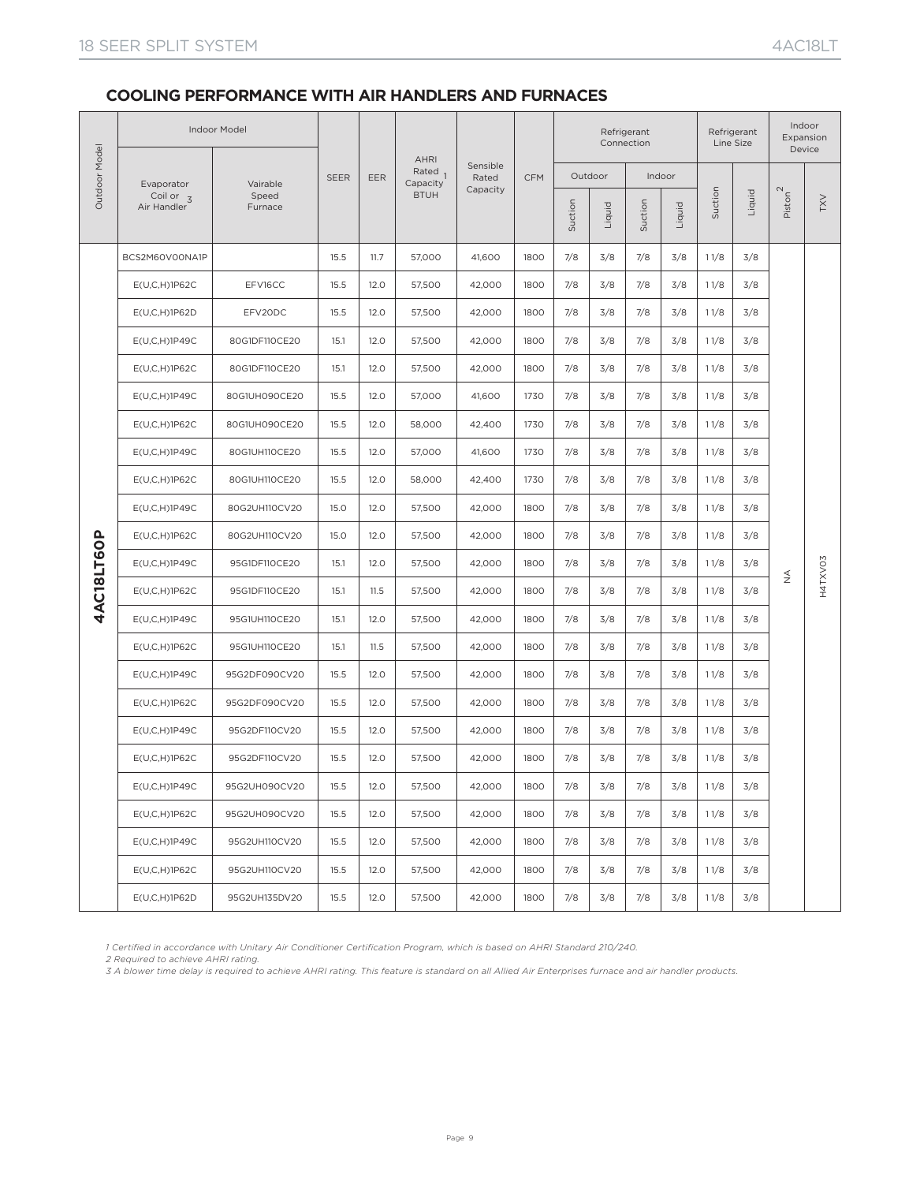## COOLING PERFORMANCE WITH AIR HANDLERS AND FURNACES

| Outdoor Model | Indoor Model | | SEER | EER | AHRI Rated Capacity[1] BTUH | Sensible Rated Capacity | CFM | Refrigerant Connection | | | | Refrigerant Line Size | | Indoor Expansion Device | |
|---|---|---|---|---|---|---|---|---|---|---|---|---|---|---|---|
| | | | | | | | | Outdoor | | Indoor | | | | | |
| | Evaporator Coil or Air Handler[3] | Vairable Speed Furnace | | | | | | Suction | Liquid | Suction | Liquid | Suction | Liquid | Piston[2] | TXV |
| 4AC18LT60P | BCS2M60V00NA1P | | 15.5 | 11.7 | 57,000 | 41,600 | 1800 | 7/8 | 3/8 | 7/8 | 3/8 | 1 1/8 | 3/8 | NA | H4TXV03 |
| | E(U,C,H)1P62C | EFV16CC | 15.5 | 12.0 | 57,500 | 42,000 | 1800 | 7/8 | 3/8 | 7/8 | 3/8 | 1 1/8 | 3/8 | | |
| | E(U,C,H)1P62D | EFV20DC | 15.5 | 12.0 | 57,500 | 42,000 | 1800 | 7/8 | 3/8 | 7/8 | 3/8 | 1 1/8 | 3/8 | | |
| | E(U,C,H)1P49C | 80G1DF110CE20 | 15.1 | 12.0 | 57,500 | 42,000 | 1800 | 7/8 | 3/8 | 7/8 | 3/8 | 1 1/8 | 3/8 | | |
| | E(U,C,H)1P62C | 80G1DF110CE20 | 15.1 | 12.0 | 57,500 | 42,000 | 1800 | 7/8 | 3/8 | 7/8 | 3/8 | 1 1/8 | 3/8 | | |
| | E(U,C,H)1P49C | 80G1UH090CE20 | 15.5 | 12.0 | 57,000 | 41,600 | 1730 | 7/8 | 3/8 | 7/8 | 3/8 | 1 1/8 | 3/8 | | |
| | E(U,C,H)1P62C | 80G1UH090CE20 | 15.5 | 12.0 | 58,000 | 42,400 | 1730 | 7/8 | 3/8 | 7/8 | 3/8 | 1 1/8 | 3/8 | | |
| | E(U,C,H)1P49C | 80G1UH110CE20 | 15.5 | 12.0 | 57,000 | 41,600 | 1730 | 7/8 | 3/8 | 7/8 | 3/8 | 1 1/8 | 3/8 | | |
| | E(U,C,H)1P62C | 80G1UH110CE20 | 15.5 | 12.0 | 58,000 | 42,400 | 1730 | 7/8 | 3/8 | 7/8 | 3/8 | 1 1/8 | 3/8 | | |
| | E(U,C,H)1P49C | 80G2UH110CV20 | 15.0 | 12.0 | 57,500 | 42,000 | 1800 | 7/8 | 3/8 | 7/8 | 3/8 | 1 1/8 | 3/8 | | |
| | E(U,C,H)1P62C | 80G2UH110CV20 | 15.0 | 12.0 | 57,500 | 42,000 | 1800 | 7/8 | 3/8 | 7/8 | 3/8 | 1 1/8 | 3/8 | | |
| | E(U,C,H)1P49C | 95G1DF110CE20 | 15.1 | 12.0 | 57,500 | 42,000 | 1800 | 7/8 | 3/8 | 7/8 | 3/8 | 1 1/8 | 3/8 | | |
| | E(U,C,H)1P62C | 95G1DF110CE20 | 15.1 | 11.5 | 57,500 | 42,000 | 1800 | 7/8 | 3/8 | 7/8 | 3/8 | 1 1/8 | 3/8 | | |
| | E(U,C,H)1P49C | 95G1UH110CE20 | 15.1 | 12.0 | 57,500 | 42,000 | 1800 | 7/8 | 3/8 | 7/8 | 3/8 | 1 1/8 | 3/8 | | |
| | E(U,C,H)1P62C | 95G1UH110CE20 | 15.1 | 11.5 | 57,500 | 42,000 | 1800 | 7/8 | 3/8 | 7/8 | 3/8 | 1 1/8 | 3/8 | | |
| | E(U,C,H)1P49C | 95G2DF090CV20 | 15.5 | 12.0 | 57,500 | 42,000 | 1800 | 7/8 | 3/8 | 7/8 | 3/8 | 1 1/8 | 3/8 | | |
| | E(U,C,H)1P62C | 95G2DF090CV20 | 15.5 | 12.0 | 57,500 | 42,000 | 1800 | 7/8 | 3/8 | 7/8 | 3/8 | 1 1/8 | 3/8 | | |
| | E(U,C,H)1P49C | 95G2DF110CV20 | 15.5 | 12.0 | 57,500 | 42,000 | 1800 | 7/8 | 3/8 | 7/8 | 3/8 | 1 1/8 | 3/8 | | |
| | E(U,C,H)1P62C | 95G2DF110CV20 | 15.5 | 12.0 | 57,500 | 42,000 | 1800 | 7/8 | 3/8 | 7/8 | 3/8 | 1 1/8 | 3/8 | | |
| | E(U,C,H)1P49C | 95G2UH090CV20 | 15.5 | 12.0 | 57,500 | 42,000 | 1800 | 7/8 | 3/8 | 7/8 | 3/8 | 1 1/8 | 3/8 | | |
| | E(U,C,H)1P62C | 95G2UH090CV20 | 15.5 | 12.0 | 57,500 | 42,000 | 1800 | 7/8 | 3/8 | 7/8 | 3/8 | 1 1/8 | 3/8 | | |
| | E(U,C,H)1P49C | 95G2UH110CV20 | 15.5 | 12.0 | 57,500 | 42,000 | 1800 | 7/8 | 3/8 | 7/8 | 3/8 | 1 1/8 | 3/8 | | |
| | E(U,C,H)1P62C | 95G2UH110CV20 | 15.5 | 12.0 | 57,500 | 42,000 | 1800 | 7/8 | 3/8 | 7/8 | 3/8 | 1 1/8 | 3/8 | | |
| | E(U,C,H)1P62D | 95G2UH135DV20 | 15.5 | 12.0 | 57,500 | 42,000 | 1800 | 7/8 | 3/8 | 7/8 | 3/8 | 1 1/8 | 3/8 | | |

*1 Certified in accordance with Unitary Air Conditioner Certification Program, which is based on AHRI Standard 210/240.*
*2 Required to achieve AHRI rating.*
*3 A blower time delay is required to achieve AHRI rating. This feature is standard on all Allied Air Enterprises furnace and air handler products.*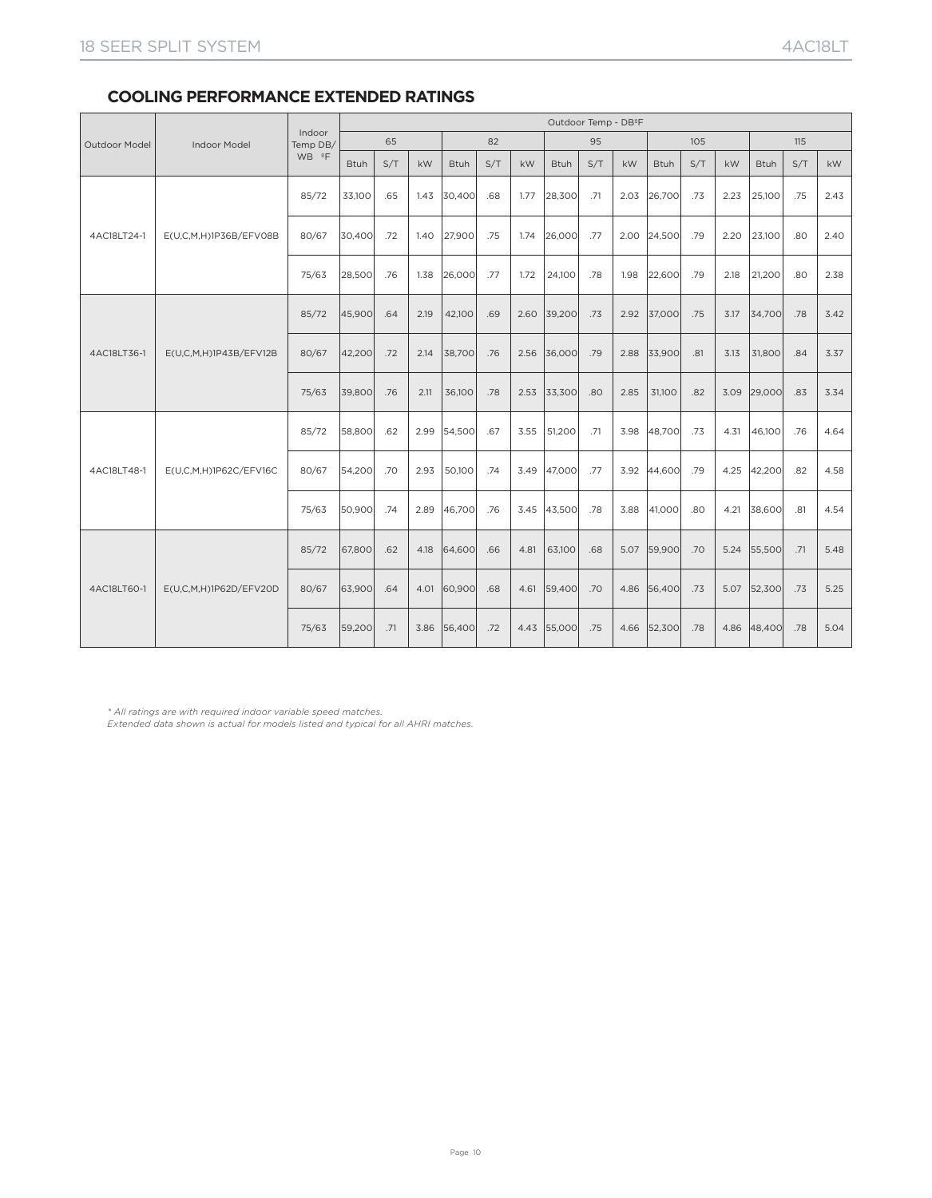## COOLING PERFORMANCE EXTENDED RATINGS

| Outdoor Model | Indoor Model | Indoor Temp DB/ WB °F | Outdoor Temp - DB°F | | | | | | | | | | | | | | |
|---|---|---|---|---|---|---|---|---|---|---|---|---|---|---|---|---|---|
| | | | 65 | | | 82 | | | 95 | | | 105 | | | 115 | | |
| | | | Btuh | S/T | kW | Btuh | S/T | kW | Btuh | S/T | kW | Btuh | S/T | kW | Btuh | S/T | kW |
| 4AC18LT24-1 | E(U,C,M,H)1P36B/EFV08B | 85/72 | 33,100 | .65 | 1.43 | 30,400 | .68 | 1.77 | 28,300 | .71 | 2.03 | 26,700 | .73 | 2.23 | 25,100 | .75 | 2.43 |
| | | 80/67 | 30,400 | .72 | 1.40 | 27,900 | .75 | 1.74 | 26,000 | .77 | 2.00 | 24,500 | .79 | 2.20 | 23,100 | .80 | 2.40 |
| | | 75/63 | 28,500 | .76 | 1.38 | 26,000 | .77 | 1.72 | 24,100 | .78 | 1.98 | 22,600 | .79 | 2.18 | 21,200 | .80 | 2.38 |
| 4AC18LT36-1 | E(U,C,M,H)1P43B/EFV12B | 85/72 | 45,900 | .64 | 2.19 | 42,100 | .69 | 2.60 | 39,200 | .73 | 2.92 | 37,000 | .75 | 3.17 | 34,700 | .78 | 3.42 |
| | | 80/67 | 42,200 | .72 | 2.14 | 38,700 | .76 | 2.56 | 36,000 | .79 | 2.88 | 33,900 | .81 | 3.13 | 31,800 | .84 | 3.37 |
| | | 75/63 | 39,800 | .76 | 2.11 | 36,100 | .78 | 2.53 | 33,300 | .80 | 2.85 | 31,100 | .82 | 3.09 | 29,000 | .83 | 3.34 |
| 4AC18LT48-1 | E(U,C,M,H)1P62C/EFV16C | 85/72 | 58,800 | .62 | 2.99 | 54,500 | .67 | 3.55 | 51,200 | .71 | 3.98 | 48,700 | .73 | 4.31 | 46,100 | .76 | 4.64 |
| | | 80/67 | 54,200 | .70 | 2.93 | 50,100 | .74 | 3.49 | 47,000 | .77 | 3.92 | 44,600 | .79 | 4.25 | 42,200 | .82 | 4.58 |
| | | 75/63 | 50,900 | .74 | 2.89 | 46,700 | .76 | 3.45 | 43,500 | .78 | 3.88 | 41,000 | .80 | 4.21 | 38,600 | .81 | 4.54 |
| 4AC18LT60-1 | E(U,C,M,H)1P62D/EFV20D | 85/72 | 67,800 | .62 | 4.18 | 64,600 | .66 | 4.81 | 63,100 | .68 | 5.07 | 59,900 | .70 | 5.24 | 55,500 | .71 | 5.48 |
| | | 80/67 | 63,900 | .64 | 4.01 | 60,900 | .68 | 4.61 | 59,400 | .70 | 4.86 | 56,400 | .73 | 5.07 | 52,300 | .73 | 5.25 |
| | | 75/63 | 59,200 | .71 | 3.86 | 56,400 | .72 | 4.43 | 55,000 | .75 | 4.66 | 52,300 | .78 | 4.86 | 48,400 | .78 | 5.04 |

*\* All ratings are with required indoor variable speed matches.*
*Extended data shown is actual for models listed and typical for all AHRI matches.*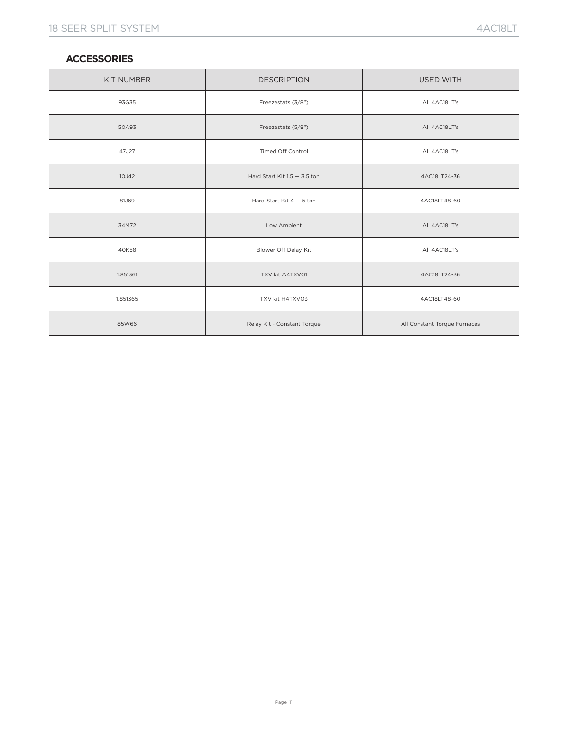## ACCESSORIES

| KIT NUMBER | DESCRIPTION | USED WITH |
|---|---|---|
| 93G35 | Freezestats (3/8") | All 4AC18LT's |
| 50A93 | Freezestats (5/8") | All 4AC18LT's |
| 47J27 | Timed Off Control | All 4AC18LT's |
| 10J42 | Hard Start Kit 1.5 — 3.5 ton | 4AC18LT24-36 |
| 81J69 | Hard Start Kit 4 — 5 ton | 4AC18LT48-60 |
| 34M72 | Low Ambient | All 4AC18LT's |
| 40K58 | Blower Off Delay Kit | All 4AC18LT's |
| 1.851361 | TXV kit A4TXV01 | 4AC18LT24-36 |
| 1.851365 | TXV kit H4TXV03 | 4AC18LT48-60 |
| 85W66 | Relay Kit - Constant Torque | All Constant Torque Furnaces |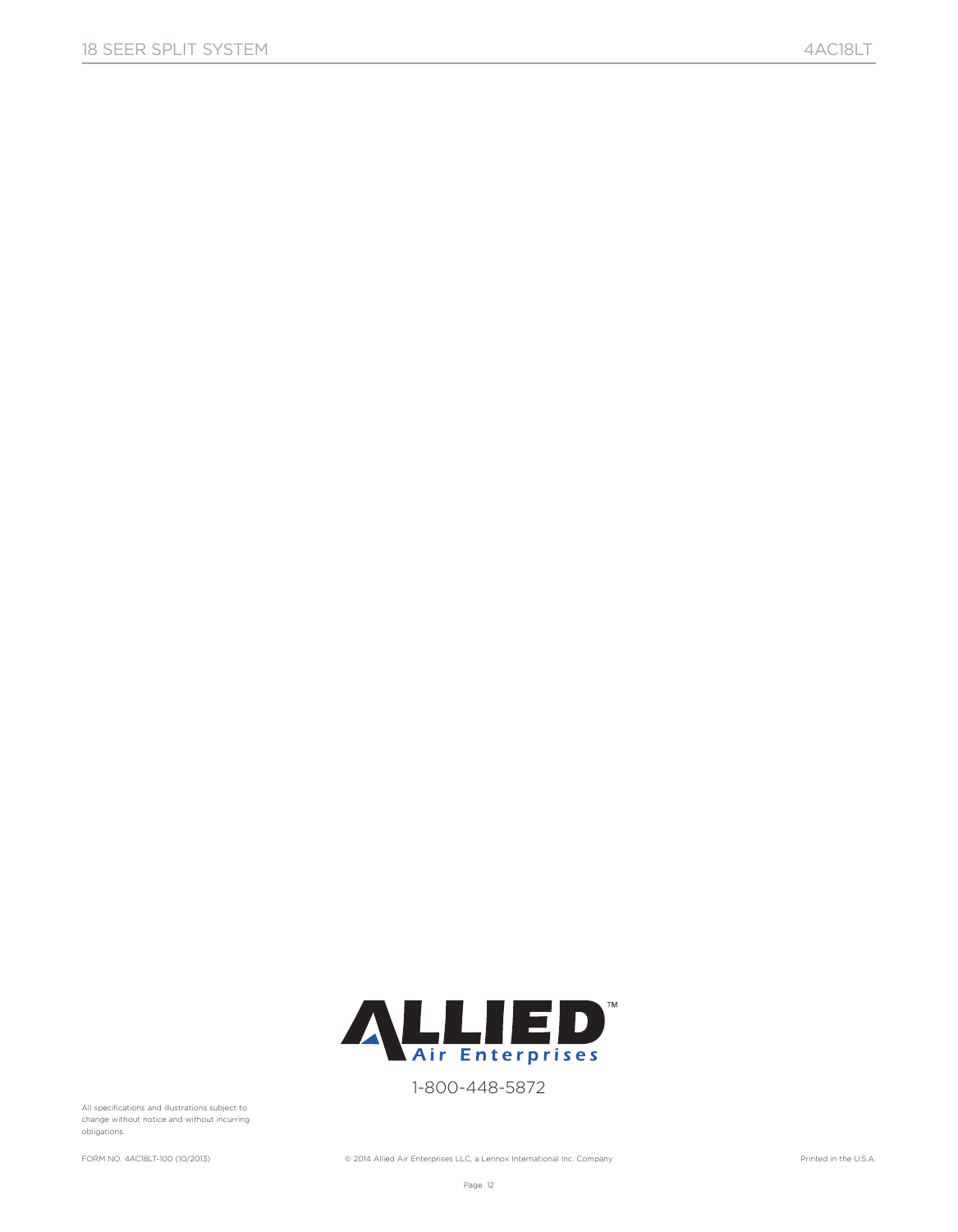ALLIED™ Air Enterprises

1-800-448-5872

All specifications and illustrations subject to change without notice and without incurring obligations.

FORM NO. 4AC18LT-100 (10/2013)

© 2014 Allied Air Enterprises LLC, a Lennox International Inc. Company

Printed in the U.S.A.